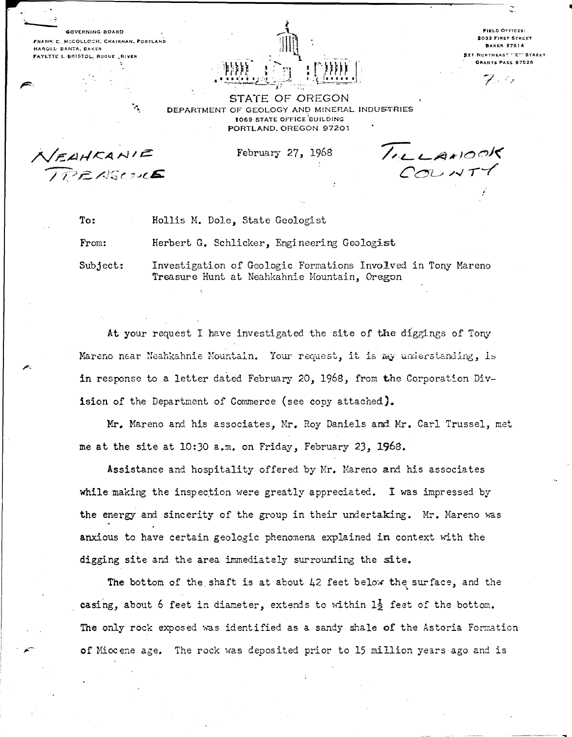GOVERNING BOARD
FRANK C. McCOLLOCH, CHAIRMAN, PORTLAND
HAROLD BANTA, BAKER
FAYETTE I. BRISTOL, ROGUE RIVER

FIELD OFFICES:
2033 FIRST STREET
BAKER 97814
521 NORTHEAST "E" STREET
GRANTS PASS 97526

STATE OF OREGON
DEPARTMENT OF GEOLOGY AND MINERAL INDUSTRIES
1069 STATE OFFICE BUILDING
PORTLAND, OREGON 97201

NEAHKANIE TREASURE

February 27, 1968

TILLAMOOK COUNTY

To: Hollis M. Dole, State Geologist

From: Herbert G. Schlicker, Engineering Geologist

Subject: Investigation of Geologic Formations Involved in Tony Mareno Treasure Hunt at Neahkahnie Mountain, Oregon

At your request I have investigated the site of the diggings of Tony Mareno near Neahkahnie Mountain. Your request, it is my understanding, is in response to a letter dated February 20, 1968, from the Corporation Division of the Department of Commerce (see copy attached).

Mr. Mareno and his associates, Mr. Roy Daniels and Mr. Carl Trussel, met me at the site at 10:30 a.m. on Friday, February 23, 1968.

Assistance and hospitality offered by Mr. Mareno and his associates while making the inspection were greatly appreciated. I was impressed by the energy and sincerity of the group in their undertaking. Mr. Mareno was anxious to have certain geologic phenomena explained in context with the digging site and the area immediately surrounding the site.

The bottom of the shaft is at about 42 feet below the surface, and the casing, about 6 feet in diameter, extends to within 1½ feet of the bottom. The only rock exposed was identified as a sandy shale of the Astoria Formation of Miocene age. The rock was deposited prior to 15 million years ago and is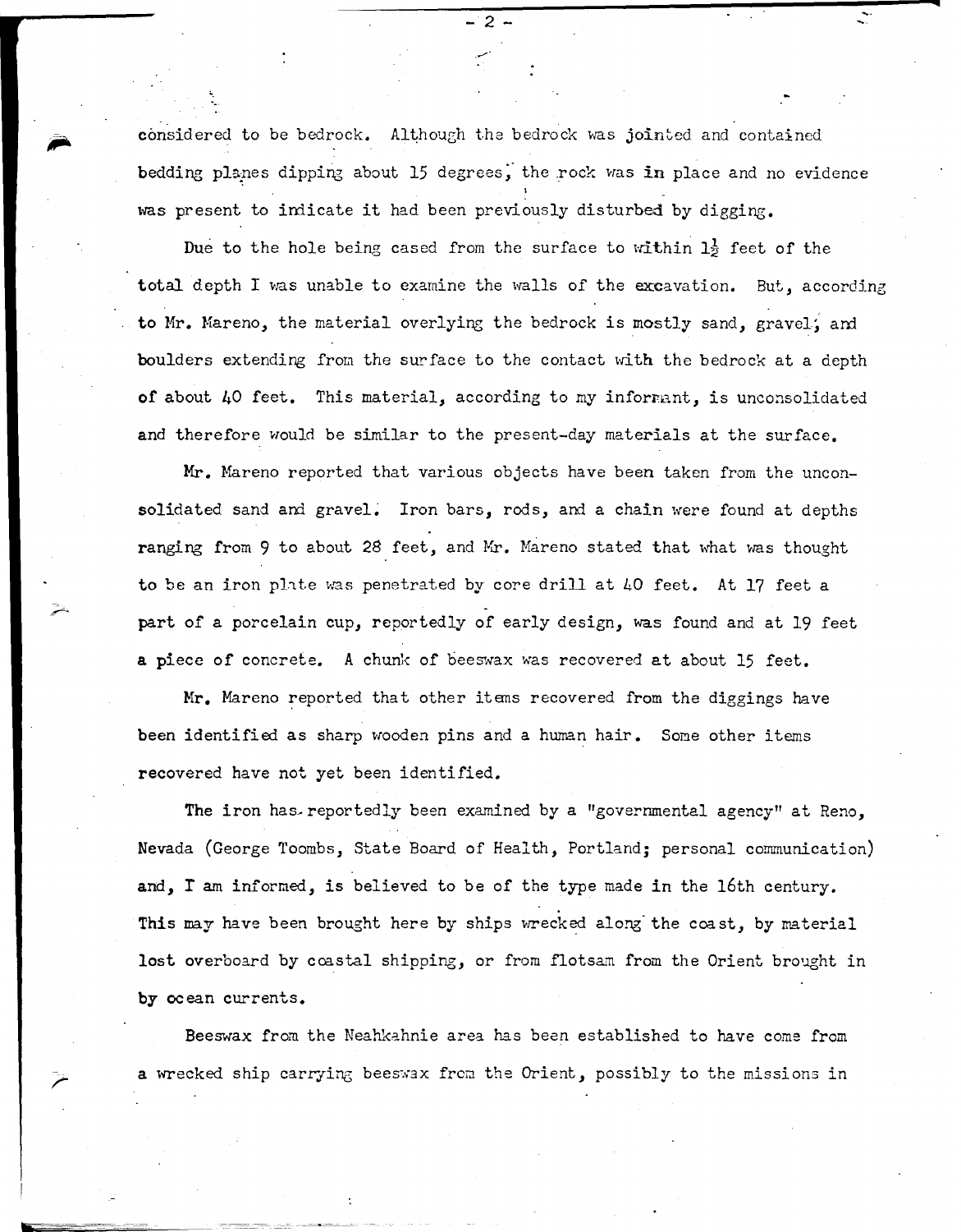considered to be bedrock. Although the bedrock was jointed and contained bedding planes dipping about 15 degrees, the rock was in place and no evidence was present to indicate it had been previously disturbed by digging.

Due to the hole being cased from the surface to within 1½ feet of the total depth I was unable to examine the walls of the excavation. But, according to Mr. Mareno, the material overlying the bedrock is mostly sand, gravel, and boulders extending from the surface to the contact with the bedrock at a depth of about 40 feet. This material, according to my informant, is unconsolidated and therefore would be similar to the present-day materials at the surface.

Mr. Mareno reported that various objects have been taken from the unconsolidated sand and gravel. Iron bars, rods, and a chain were found at depths ranging from 9 to about 28 feet, and Mr. Mareno stated that what was thought to be an iron plate was penetrated by core drill at 40 feet. At 17 feet a part of a porcelain cup, reportedly of early design, was found and at 19 feet a piece of concrete. A chunk of beeswax was recovered at about 15 feet.

Mr. Mareno reported that other items recovered from the diggings have been identified as sharp wooden pins and a human hair. Some other items recovered have not yet been identified.

The iron has reportedly been examined by a "governmental agency" at Reno, Nevada (George Toombs, State Board of Health, Portland; personal communication) and, I am informed, is believed to be of the type made in the 16th century. This may have been brought here by ships wrecked along the coast, by material lost overboard by coastal shipping, or from flotsam from the Orient brought in by ocean currents.

Beeswax from the Neahkahnie area has been established to have come from a wrecked ship carrying beeswax from the Orient, possibly to the missions in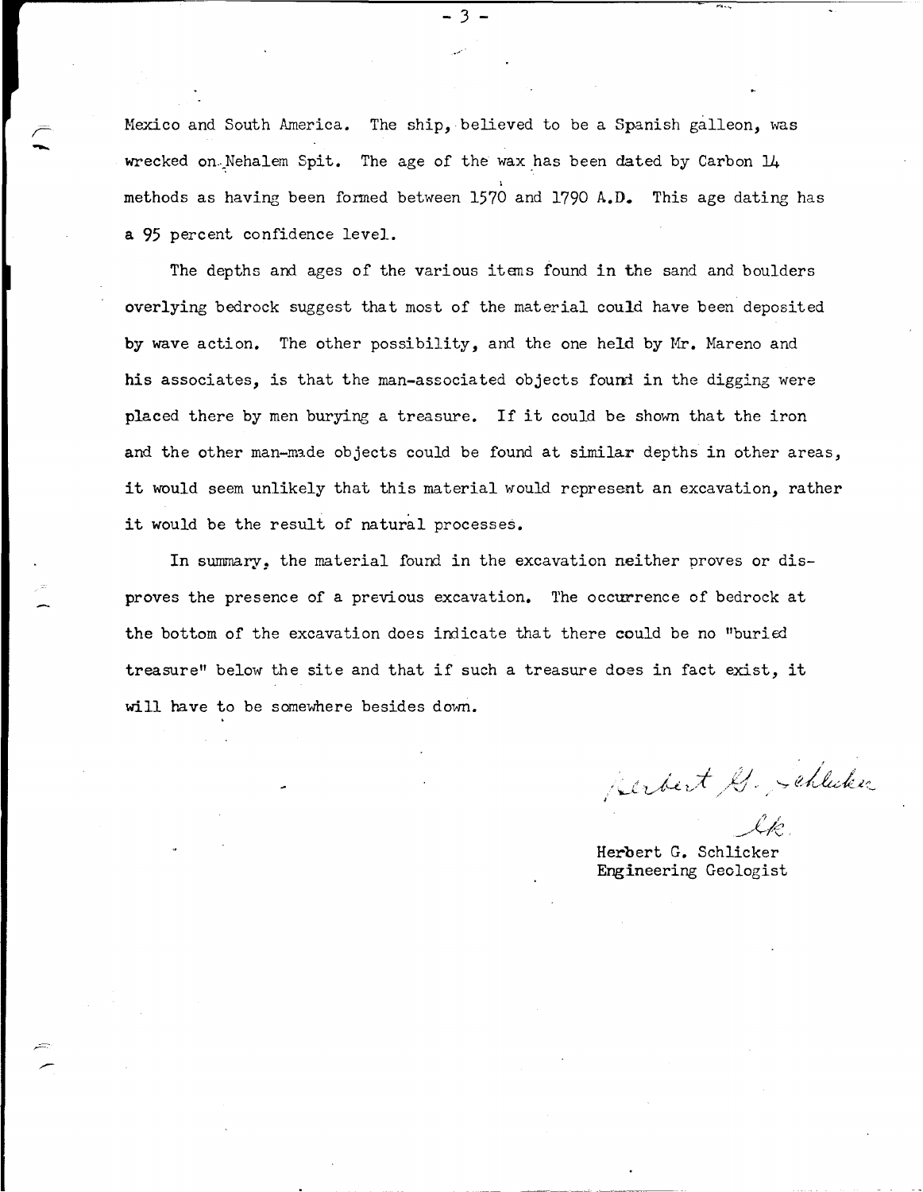Mexico and South America. The ship, believed to be a Spanish galleon, was wrecked on Nehalem Spit. The age of the wax has been dated by Carbon 14 methods as having been formed between 1570 and 1790 A.D. This age dating has a 95 percent confidence level.

The depths and ages of the various items found in the sand and boulders overlying bedrock suggest that most of the material could have been deposited by wave action. The other possibility, and the one held by Mr. Mareno and his associates, is that the man-associated objects found in the digging were placed there by men burying a treasure. If it could be shown that the iron and the other man-made objects could be found at similar depths in other areas, it would seem unlikely that this material would represent an excavation, rather it would be the result of natural processes.

In summary, the material found in the excavation neither proves or disproves the presence of a previous excavation. The occurrence of bedrock at the bottom of the excavation does indicate that there could be no "buried treasure" below the site and that if such a treasure does in fact exist, it will have to be somewhere besides down.

Herbert G. Schlicker
lk

Herbert G. Schlicker
Engineering Geologist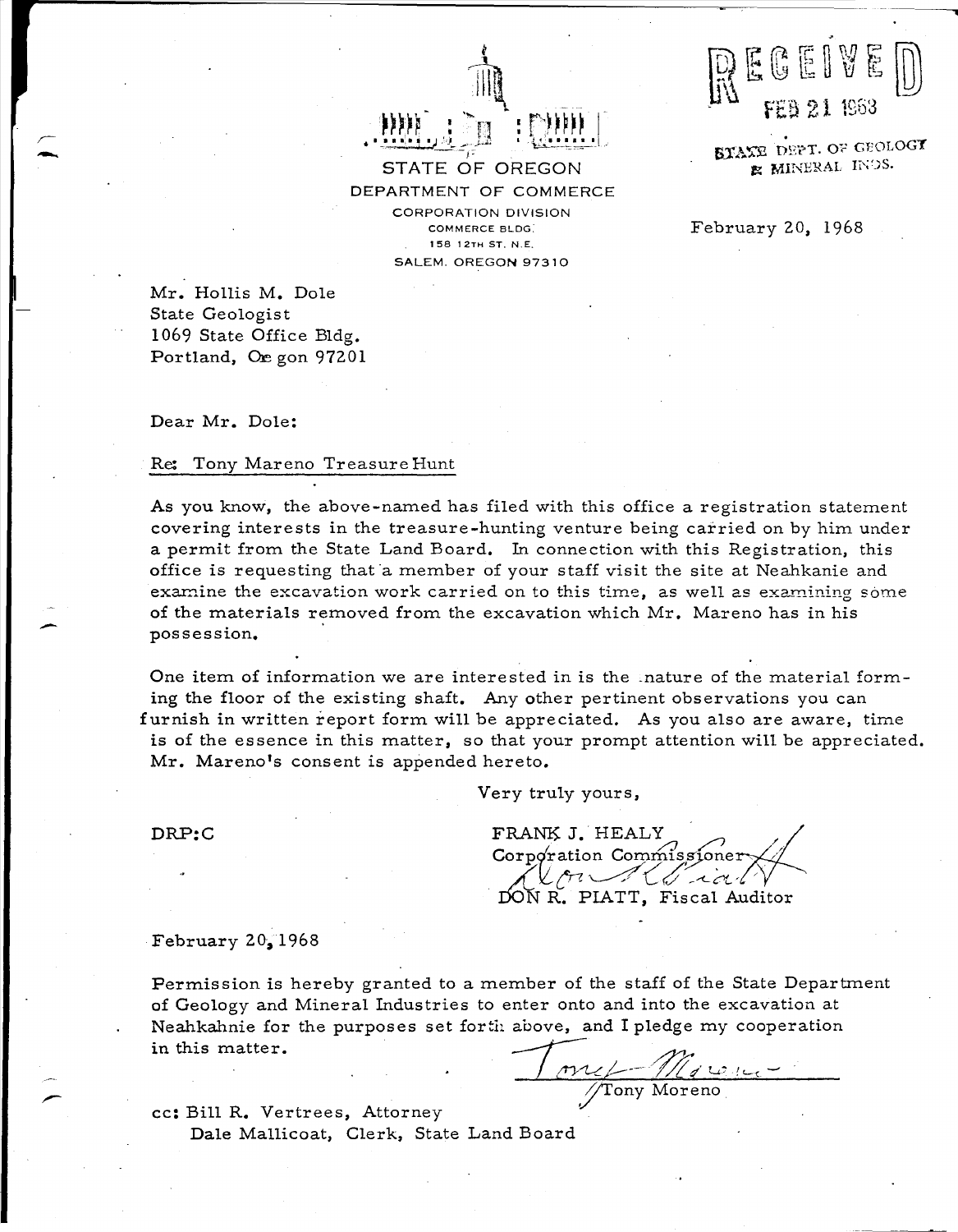STATE OF OREGON
DEPARTMENT OF COMMERCE
CORPORATION DIVISION
COMMERCE BLDG.
158 12TH ST. N.E.
SALEM, OREGON 97310

RECEIVED
FEB 21 1968
STATE DEPT. OF GEOLOGY & MINERAL INDS.

February 20, 1968

Mr. Hollis M. Dole
State Geologist
1069 State Office Bldg.
Portland, Oregon 97201

Dear Mr. Dole:

Re: Tony Mareno Treasure Hunt

As you know, the above-named has filed with this office a registration statement covering interests in the treasure-hunting venture being carried on by him under a permit from the State Land Board. In connection with this Registration, this office is requesting that a member of your staff visit the site at Neahkanie and examine the excavation work carried on to this time, as well as examining some of the materials removed from the excavation which Mr. Mareno has in his possession.

One item of information we are interested in is the nature of the material forming the floor of the existing shaft. Any other pertinent observations you can furnish in written report form will be appreciated. As you also are aware, time is of the essence in this matter, so that your prompt attention will be appreciated. Mr. Mareno's consent is appended hereto.

Very truly yours,

DRP:C

FRANK J. HEALY
Corporation Commissioner
DON R. PIATT, Fiscal Auditor

February 20, 1968

Permission is hereby granted to a member of the staff of the State Department of Geology and Mineral Industries to enter onto and into the excavation at Neahkahnie for the purposes set forth above, and I pledge my cooperation in this matter.

Tony Moreno

cc: Bill R. Vertrees, Attorney
Dale Mallicoat, Clerk, State Land Board